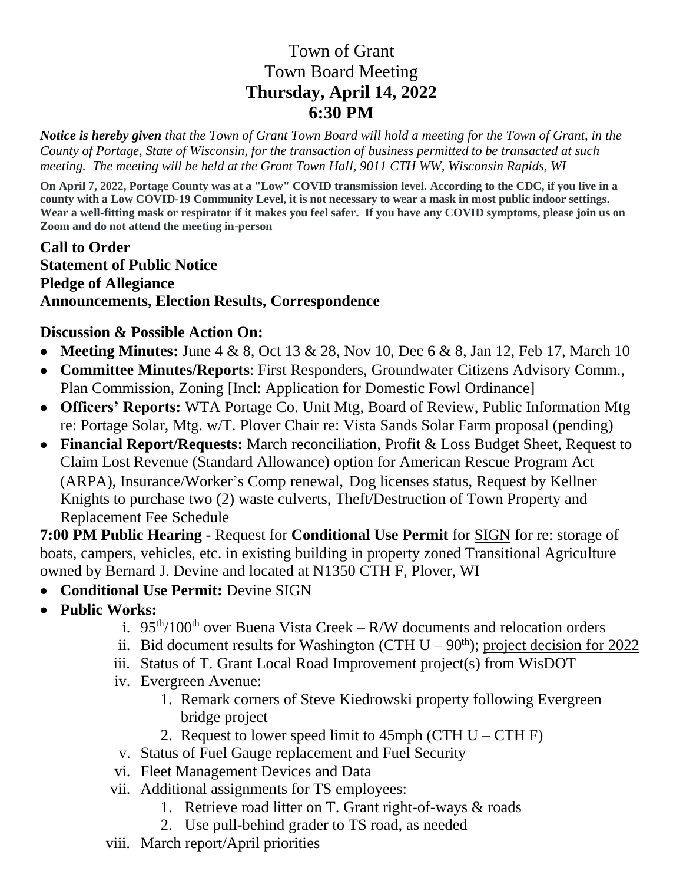# Town of Grant
# Town Board Meeting
# **Thursday, April 14, 2022**
# **6:30 PM**

***Notice is hereby given** that the Town of Grant Town Board will hold a meeting for the Town of Grant, in the County of Portage, State of Wisconsin, for the transaction of business permitted to be transacted at such meeting. The meeting will be held at the Grant Town Hall, 9011 CTH WW, Wisconsin Rapids, WI*

**On April 7, 2022, Portage County was at a "Low" COVID transmission level. According to the CDC, if you live in a county with a Low COVID-19 Community Level, it is not necessary to wear a mask in most public indoor settings. Wear a well-fitting mask or respirator if it makes you feel safer. If you have any COVID symptoms, please join us on Zoom and do not attend the meeting in-person**

**Call to Order**
**Statement of Public Notice**
**Pledge of Allegiance**
**Announcements, Election Results, Correspondence**

**Discussion & Possible Action On:**

- **Meeting Minutes:** June 4 & 8, Oct 13 & 28, Nov 10, Dec 6 & 8, Jan 12, Feb 17, March 10
- **Committee Minutes/Reports**: First Responders, Groundwater Citizens Advisory Comm., Plan Commission, Zoning [Incl: Application for Domestic Fowl Ordinance]
- **Officers' Reports:** WTA Portage Co. Unit Mtg, Board of Review, Public Information Mtg re: Portage Solar, Mtg. w/T. Plover Chair re: Vista Sands Solar Farm proposal (pending)
- **Financial Report/Requests:** March reconciliation, Profit & Loss Budget Sheet, Request to Claim Lost Revenue (Standard Allowance) option for American Rescue Program Act (ARPA), Insurance/Worker's Comp renewal, Dog licenses status, Request by Kellner Knights to purchase two (2) waste culverts, Theft/Destruction of Town Property and Replacement Fee Schedule

**7:00 PM Public Hearing** - Request for **Conditional Use Permit** for <u>SIGN</u> for re: storage of boats, campers, vehicles, etc. in existing building in property zoned Transitional Agriculture owned by Bernard J. Devine and located at N1350 CTH F, Plover, WI

- **Conditional Use Permit:** Devine <u>SIGN</u>
- **Public Works:**
  - i. 95th/100th over Buena Vista Creek – R/W documents and relocation orders
  - ii. Bid document results for Washington (CTH U – 90th); <u>project decision for 2022</u>
  - iii. Status of T. Grant Local Road Improvement project(s) from WisDOT
  - iv. Evergreen Avenue:
    1. Remark corners of Steve Kiedrowski property following Evergreen bridge project
    2. Request to lower speed limit to 45mph (CTH U – CTH F)
  - v. Status of Fuel Gauge replacement and Fuel Security
  - vi. Fleet Management Devices and Data
  - vii. Additional assignments for TS employees:
    1. Retrieve road litter on T. Grant right-of-ways & roads
    2. Use pull-behind grader to TS road, as needed
  - viii. March report/April priorities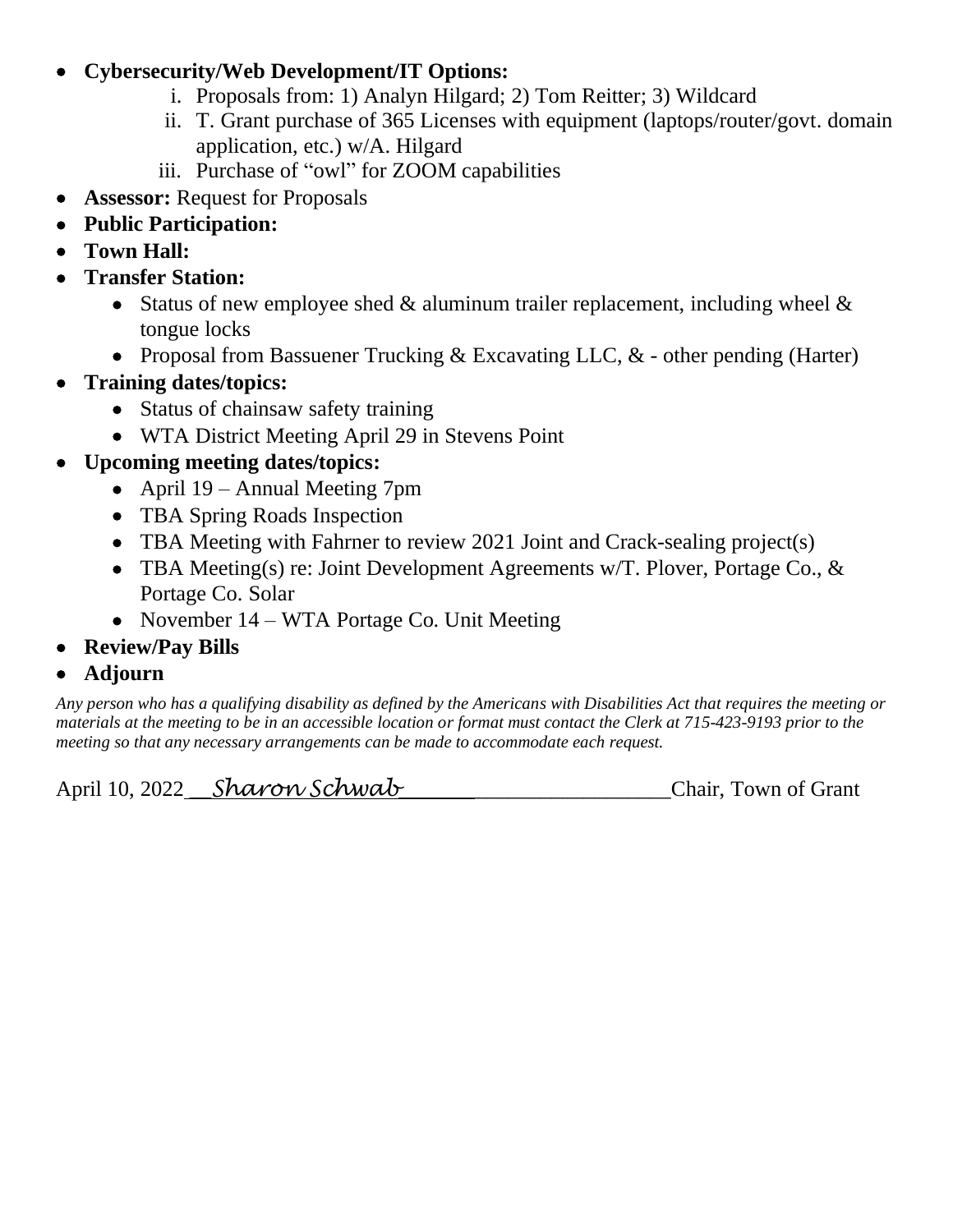- **Cybersecurity/Web Development/IT Options:**
    1. Proposals from: 1) Analyn Hilgard; 2) Tom Reitter; 3) Wildcard
    2. T. Grant purchase of 365 Licenses with equipment (laptops/router/govt. domain application, etc.) w/A. Hilgard
    3. Purchase of "owl" for ZOOM capabilities
- **Assessor:** Request for Proposals
- **Public Participation:**
- **Town Hall:**
- **Transfer Station:**
    - Status of new employee shed & aluminum trailer replacement, including wheel & tongue locks
    - Proposal from Bassuener Trucking & Excavating LLC, & - other pending (Harter)
- **Training dates/topics:**
    - Status of chainsaw safety training
    - WTA District Meeting April 29 in Stevens Point
- **Upcoming meeting dates/topics:**
    - April 19 – Annual Meeting 7pm
    - TBA Spring Roads Inspection
    - TBA Meeting with Fahrner to review 2021 Joint and Crack-sealing project(s)
    - TBA Meeting(s) re: Joint Development Agreements w/T. Plover, Portage Co., & Portage Co. Solar
    - November 14 – WTA Portage Co. Unit Meeting
- **Review/Pay Bills**
- **Adjourn**

*Any person who has a qualifying disability as defined by the Americans with Disabilities Act that requires the meeting or materials at the meeting to be in an accessible location or format must contact the Clerk at 715-423-9193 prior to the meeting so that any necessary arrangements can be made to accommodate each request.*

April 10, 2022 *Sharon Schwab* Chair, Town of Grant